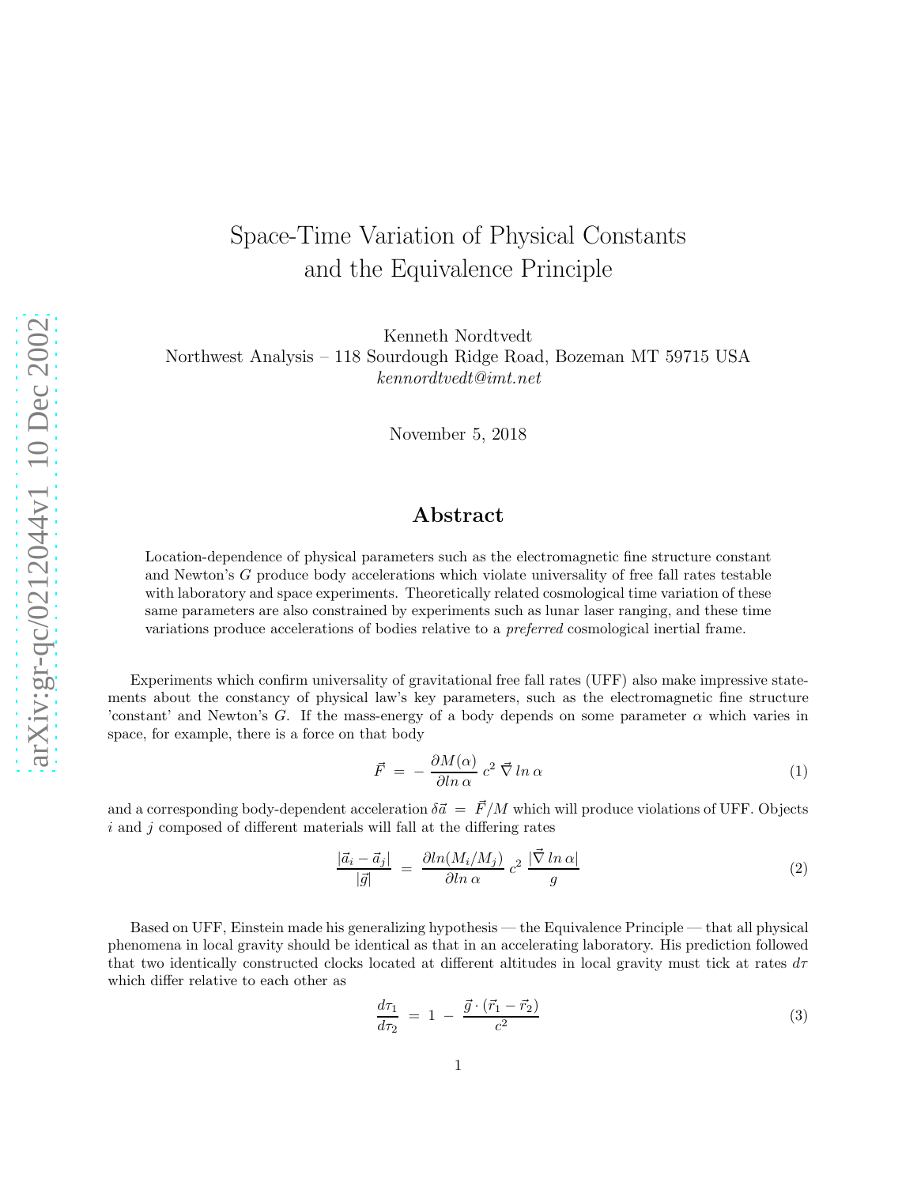# Space-Time Variation of Physical Constants and the Equivalence Principle

Kenneth Nordtvedt
Northwest Analysis – 118 Sourdough Ridge Road, Bozeman MT 59715 USA
*kennordtvedt@imt.net*

November 5, 2018

## Abstract

Location-dependence of physical parameters such as the electromagnetic fine structure constant and Newton's $G$ produce body accelerations which violate universality of free fall rates testable with laboratory and space experiments. Theoretically related cosmological time variation of these same parameters are also constrained by experiments such as lunar laser ranging, and these time variations produce accelerations of bodies relative to a *preferred* cosmological inertial frame.

Experiments which confirm universality of gravitational free fall rates (UFF) also make impressive statements about the constancy of physical law's key parameters, such as the electromagnetic fine structure 'constant' and Newton's $G$. If the mass-energy of a body depends on some parameter $\alpha$ which varies in space, for example, there is a force on that body

$$\vec{F} \;=\; -\,\frac{\partial M(\alpha)}{\partial ln\,\alpha}\,c^2\,\vec{\nabla}\,ln\,\alpha \tag{1}$$

and a corresponding body-dependent acceleration $\delta\vec{a} \;=\; \vec{F}/M$ which will produce violations of UFF. Objects $i$ and $j$ composed of different materials will fall at the differing rates

$$\frac{|\vec{a}_i - \vec{a}_j|}{|\vec{g}|} \;=\; \frac{\partial ln(M_i/M_j)}{\partial ln\,\alpha}\,c^2\,\frac{|\vec{\nabla}\,ln\,\alpha|}{g} \tag{2}$$

Based on UFF, Einstein made his generalizing hypothesis — the Equivalence Principle — that all physical phenomena in local gravity should be identical as that in an accelerating laboratory. His prediction followed that two identically constructed clocks located at different altitudes in local gravity must tick at rates $d\tau$ which differ relative to each other as

$$\frac{d\tau_1}{d\tau_2} \;=\; 1\;-\;\frac{\vec{g}\cdot(\vec{r}_1 - \vec{r}_2)}{c^2} \tag{3}$$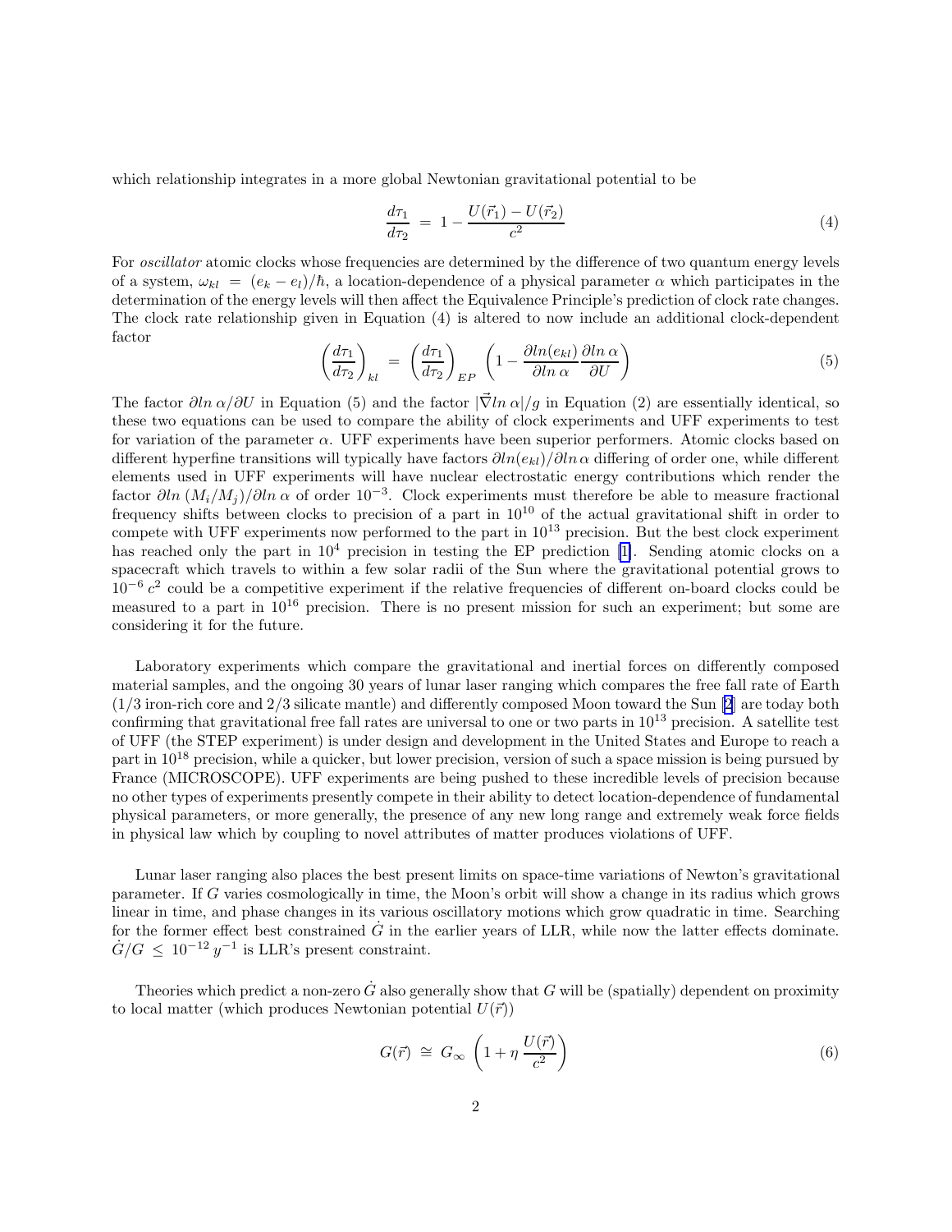which relationship integrates in a more global Newtonian gravitational potential to be

$$\frac{d\tau_1}{d\tau_2} \; = \; 1 - \frac{U(\vec{r}_1) - U(\vec{r}_2)}{c^2} \tag{4}$$

For *oscillator* atomic clocks whose frequencies are determined by the difference of two quantum energy levels of a system, $\omega_{kl} \; = \; (e_k - e_l)/\hbar$, a location-dependence of a physical parameter $\alpha$ which participates in the determination of the energy levels will then affect the Equivalence Principle's prediction of clock rate changes. The clock rate relationship given in Equation (4) is altered to now include an additional clock-dependent factor

$$\left(\frac{d\tau_1}{d\tau_2}\right)_{kl} \; = \; \left(\frac{d\tau_1}{d\tau_2}\right)_{EP} \left(1 - \frac{\partial ln(e_{kl})}{\partial ln\,\alpha}\frac{\partial ln\,\alpha}{\partial U}\right) \tag{5}$$

The factor $\partial ln\,\alpha/\partial U$ in Equation (5) and the factor $|\vec{\nabla} ln\,\alpha|/g$ in Equation (2) are essentially identical, so these two equations can be used to compare the ability of clock experiments and UFF experiments to test for variation of the parameter $\alpha$. UFF experiments have been superior performers. Atomic clocks based on different hyperfine transitions will typically have factors $\partial ln(e_{kl})/\partial ln\,\alpha$ differing of order one, while different elements used in UFF experiments will have nuclear electrostatic energy contributions which render the factor $\partial ln\,(M_i/M_j)/\partial ln\,\alpha$ of order $10^{-3}$. Clock experiments must therefore be able to measure fractional frequency shifts between clocks to precision of a part in $10^{10}$ of the actual gravitational shift in order to compete with UFF experiments now performed to the part in $10^{13}$ precision. But the best clock experiment has reached only the part in $10^4$ precision in testing the EP prediction [1]. Sending atomic clocks on a spacecraft which travels to within a few solar radii of the Sun where the gravitational potential grows to $10^{-6}\,c^2$ could be a competitive experiment if the relative frequencies of different on-board clocks could be measured to a part in $10^{16}$ precision. There is no present mission for such an experiment; but some are considering it for the future.

Laboratory experiments which compare the gravitational and inertial forces on differently composed material samples, and the ongoing 30 years of lunar laser ranging which compares the free fall rate of Earth (1/3 iron-rich core and 2/3 silicate mantle) and differently composed Moon toward the Sun [2] are today both confirming that gravitational free fall rates are universal to one or two parts in $10^{13}$ precision. A satellite test of UFF (the STEP experiment) is under design and development in the United States and Europe to reach a part in $10^{18}$ precision, while a quicker, but lower precision, version of such a space mission is being pursued by France (MICROSCOPE). UFF experiments are being pushed to these incredible levels of precision because no other types of experiments presently compete in their ability to detect location-dependence of fundamental physical parameters, or more generally, the presence of any new long range and extremely weak force fields in physical law which by coupling to novel attributes of matter produces violations of UFF.

Lunar laser ranging also places the best present limits on space-time variations of Newton's gravitational parameter. If $G$ varies cosmologically in time, the Moon's orbit will show a change in its radius which grows linear in time, and phase changes in its various oscillatory motions which grow quadratic in time. Searching for the former effect best constrained $\dot{G}$ in the earlier years of LLR, while now the latter effects dominate. $\dot{G}/G \; \leq \; 10^{-12}\,y^{-1}$ is LLR's present constraint.

Theories which predict a non-zero $\dot{G}$ also generally show that $G$ will be (spatially) dependent on proximity to local matter (which produces Newtonian potential $U(\vec{r})$)

$$G(\vec{r}) \; \cong \; G_\infty \left(1 + \eta\,\frac{U(\vec{r})}{c^2}\right) \tag{6}$$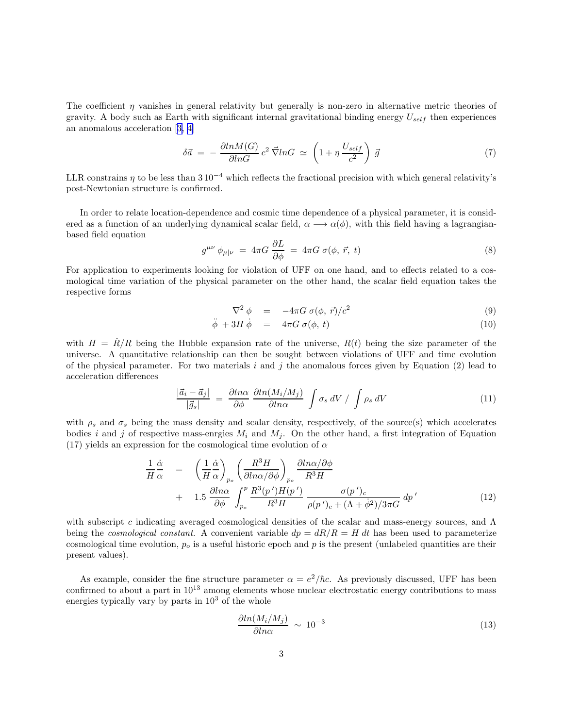The coefficient $\eta$ vanishes in general relativity but generally is non-zero in alternative metric theories of gravity. A body such as Earth with significant internal gravitational binding energy $U_{self}$ then experiences an anomalous acceleration [3, 4]

$$\delta\vec{a} \;=\; -\,\frac{\partial lnM(G)}{\partial lnG}\,c^2\,\vec{\nabla}lnG \;\simeq\; \left(1+\eta\,\frac{U_{self}}{c^2}\right)\,\vec{g} \tag{7}$$

LLR constrains $\eta$ to be less than $3\,10^{-4}$ which reflects the fractional precision with which general relativity's post-Newtonian structure is confirmed.

In order to relate location-dependence and cosmic time dependence of a physical parameter, it is considered as a function of an underlying dynamical scalar field, $\alpha \longrightarrow \alpha(\phi)$, with this field having a lagrangian-based field equation

$$g^{\mu\nu}\,\phi_{\mu|\nu} \;=\; 4\pi G\,\frac{\partial L}{\partial\phi} \;=\; 4\pi G\;\sigma(\phi,\,\vec{r},\,t) \tag{8}$$

For application to experiments looking for violation of UFF on one hand, and to effects related to a cosmological time variation of the physical parameter on the other hand, the scalar field equation takes the respective forms

$$\nabla^2\,\phi \quad = \quad -4\pi G\;\sigma(\phi,\,\vec{r})/c^2 \tag{9}$$

$$\ddot{\phi}\;+3H\,\dot{\phi} \quad = \quad 4\pi G\;\sigma(\phi,\,t) \tag{10}$$

with $H = \dot{R}/R$ being the Hubble expansion rate of the universe, $R(t)$ being the size parameter of the universe. A quantitative relationship can then be sought between violations of UFF and time evolution of the physical parameter. For two materials $i$ and $j$ the anomalous forces given by Equation (2) lead to acceleration differences

$$\frac{|\vec{a}_i - \vec{a}_j|}{|\vec{g}_s|} \;=\; \frac{\partial ln\alpha}{\partial\phi}\;\frac{\partial ln(M_i/M_j)}{\partial ln\alpha}\;\int\sigma_s\,dV\;/\;\int\rho_s\,dV \tag{11}$$

with $\rho_s$ and $\sigma_s$ being the mass density and scalar density, respectively, of the source(s) which accelerates bodies $i$ and $j$ of respective mass-enrgies $M_i$ and $M_j$. On the other hand, a first integration of Equation (17) yields an expression for the cosmological time evolution of $\alpha$

$$\begin{aligned}\frac{1}{H}\frac{\dot{\alpha}}{\alpha} \quad &= \quad \left(\frac{1}{H}\frac{\dot{\alpha}}{\alpha}\right)_{p_o}\left(\frac{R^3 H}{\partial ln\alpha/\partial\phi}\right)_{p_o}\frac{\partial ln\alpha/\partial\phi}{R^3 H} \\ &+ \quad 1.5\;\frac{\partial ln\alpha}{\partial\phi}\int_{p_o}^{p}\frac{R^3(p\,')H(p\,')}{R^3 H}\;\frac{\sigma(p\,')_c}{\rho(p\,')_c + (\Lambda+\dot{\phi}^2)/3\pi G}\;dp\,'\end{aligned} \tag{12}$$

with subscript $c$ indicating averaged cosmological densities of the scalar and mass-energy sources, and $\Lambda$ being the *cosmological constant*. A convenient variable $dp = dR/R = H\,dt$ has been used to parameterize cosmological time evolution, $p_o$ is a useful historic epoch and $p$ is the present (unlabeled quantities are their present values).

As example, consider the fine structure parameter $\alpha = e^2/\hbar c$. As previously discussed, UFF has been confirmed to about a part in $10^{13}$ among elements whose nuclear electrostatic energy contributions to mass energies typically vary by parts in $10^3$ of the whole

$$\frac{\partial ln(M_i/M_j)}{\partial ln\alpha} \;\sim\; 10^{-3} \tag{13}$$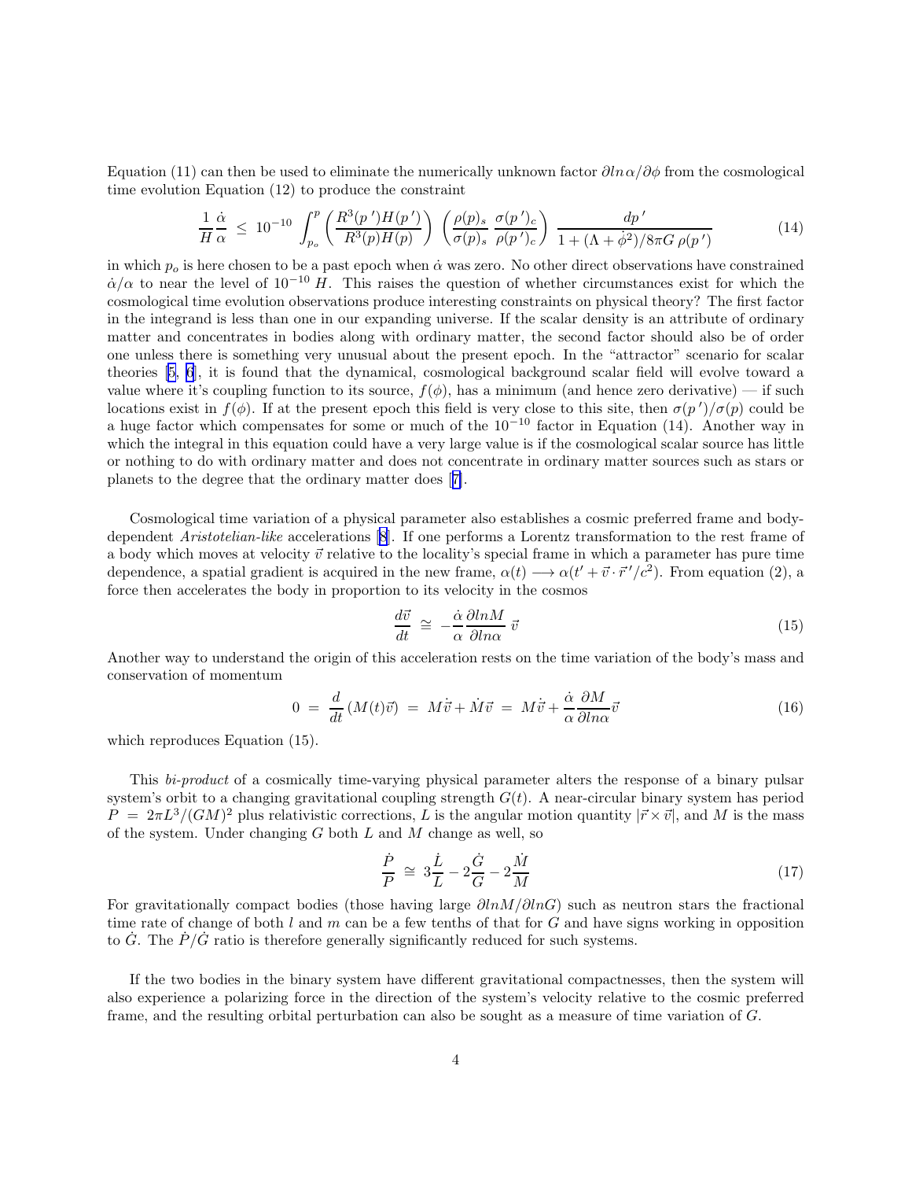Equation (11) can then be used to eliminate the numerically unknown factor $\partial ln\,\alpha/\partial\phi$ from the cosmological time evolution Equation (12) to produce the constraint

$$\frac{1}{H}\frac{\dot{\alpha}}{\alpha} \;\leq\; 10^{-10} \int_{p_o}^{p} \left(\frac{R^3(p\,')H(p\,')}{R^3(p)H(p)}\right) \left(\frac{\rho(p)_s}{\sigma(p)_s}\,\frac{\sigma(p\,')_c}{\rho(p\,')_c}\right) \frac{dp\,'}{1+(\Lambda+\dot{\phi}^2)/8\pi G\,\rho(p\,')} \tag{14}$$

in which $p_o$ is here chosen to be a past epoch when $\dot{\alpha}$ was zero. No other direct observations have constrained $\dot{\alpha}/\alpha$ to near the level of $10^{-10}\,H$. This raises the question of whether circumstances exist for which the cosmological time evolution observations produce interesting constraints on physical theory? The first factor in the integrand is less than one in our expanding universe. If the scalar density is an attribute of ordinary matter and concentrates in bodies along with ordinary matter, the second factor should also be of order one unless there is something very unusual about the present epoch. In the "attractor" scenario for scalar theories [5, 6], it is found that the dynamical, cosmological background scalar field will evolve toward a value where it's coupling function to its source, $f(\phi)$, has a minimum (and hence zero derivative) — if such locations exist in $f(\phi)$. If at the present epoch this field is very close to this site, then $\sigma(p\,')/\sigma(p)$ could be a huge factor which compensates for some or much of the $10^{-10}$ factor in Equation (14). Another way in which the integral in this equation could have a very large value is if the cosmological scalar source has little or nothing to do with ordinary matter and does not concentrate in ordinary matter sources such as stars or planets to the degree that the ordinary matter does [7].

Cosmological time variation of a physical parameter also establishes a cosmic preferred frame and body-dependent *Aristotelian-like* accelerations [8]. If one performs a Lorentz transformation to the rest frame of a body which moves at velocity $\vec{v}$ relative to the locality's special frame in which a parameter has pure time dependence, a spatial gradient is acquired in the new frame, $\alpha(t) \longrightarrow \alpha(t' + \vec{v}\cdot\vec{r}\,'/c^2)$. From equation (2), a force then accelerates the body in proportion to its velocity in the cosmos

$$\frac{d\vec{v}}{dt} \;\cong\; -\frac{\dot{\alpha}}{\alpha}\frac{\partial lnM}{\partial ln\alpha}\,\vec{v} \tag{15}$$

Another way to understand the origin of this acceleration rests on the time variation of the body's mass and conservation of momentum

$$0 \;=\; \frac{d}{dt}\left(M(t)\vec{v}\right) \;=\; M\dot{\vec{v}} + \dot{M}\vec{v} \;=\; M\dot{\vec{v}} + \frac{\dot{\alpha}}{\alpha}\frac{\partial M}{\partial ln\alpha}\vec{v} \tag{16}$$

which reproduces Equation (15).

This *bi-product* of a cosmically time-varying physical parameter alters the response of a binary pulsar system's orbit to a changing gravitational coupling strength $G(t)$. A near-circular binary system has period $P = 2\pi L^3/(GM)^2$ plus relativistic corrections, $L$ is the angular motion quantity $|\vec{r}\times\vec{v}|$, and $M$ is the mass of the system. Under changing $G$ both $L$ and $M$ change as well, so

$$\frac{\dot{P}}{P} \;\cong\; 3\frac{\dot{L}}{L} - 2\frac{\dot{G}}{G} - 2\frac{\dot{M}}{M} \tag{17}$$

For gravitationally compact bodies (those having large $\partial lnM/\partial lnG$) such as neutron stars the fractional time rate of change of both $l$ and $m$ can be a few tenths of that for $G$ and have signs working in opposition to $\dot{G}$. The $\dot{P}/\dot{G}$ ratio is therefore generally significantly reduced for such systems.

If the two bodies in the binary system have different gravitational compactnesses, then the system will also experience a polarizing force in the direction of the system's velocity relative to the cosmic preferred frame, and the resulting orbital perturbation can also be sought as a measure of time variation of $G$.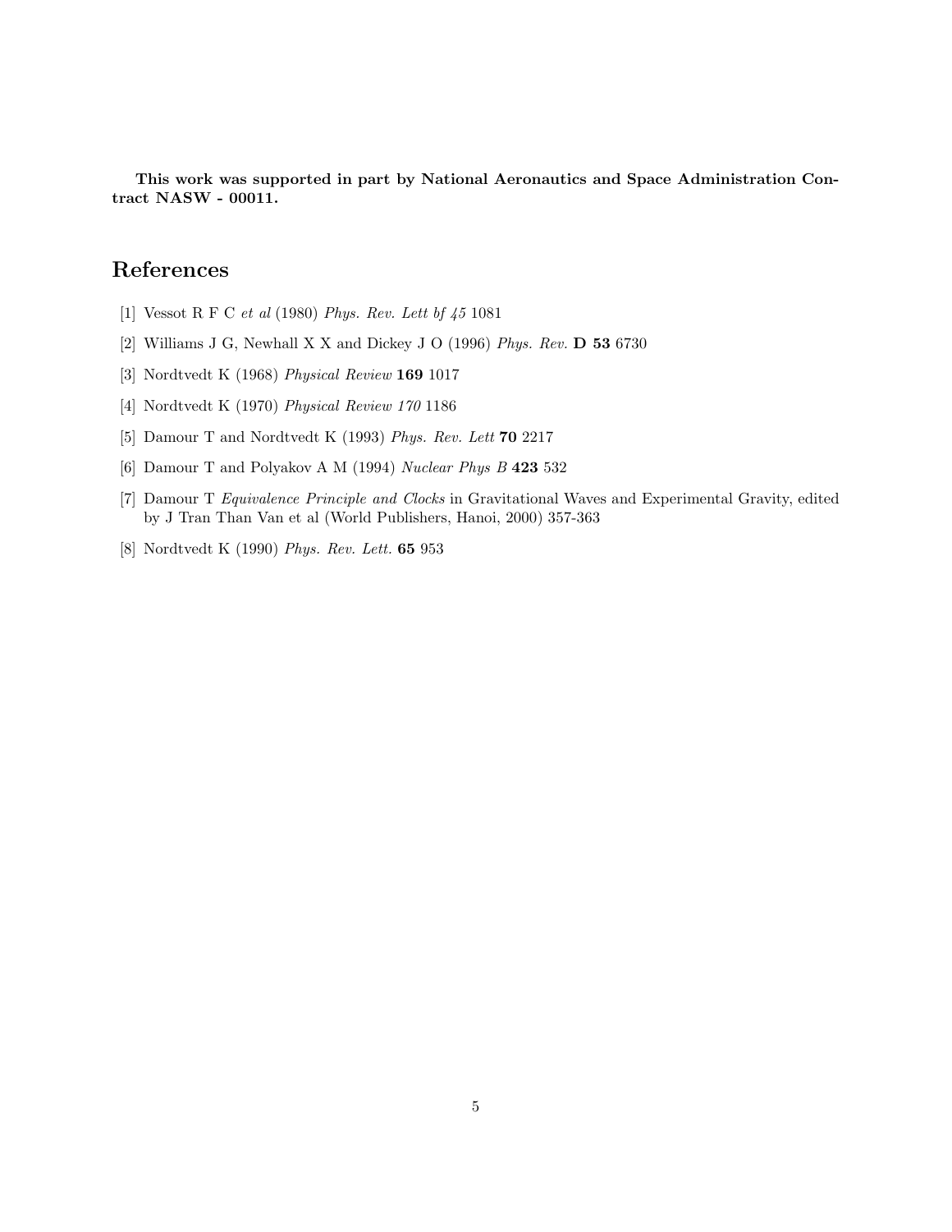**This work was supported in part by National Aeronautics and Space Administration Contract NASW - 00011.**

## References

[1] Vessot R F C *et al* (1980) *Phys. Rev. Lett bf 45* 1081

[2] Williams J G, Newhall X X and Dickey J O (1996) *Phys. Rev.* **D 53** 6730

[3] Nordtvedt K (1968) *Physical Review* **169** 1017

[4] Nordtvedt K (1970) *Physical Review 170* 1186

[5] Damour T and Nordtvedt K (1993) *Phys. Rev. Lett* **70** 2217

[6] Damour T and Polyakov A M (1994) *Nuclear Phys B* **423** 532

[7] Damour T *Equivalence Principle and Clocks* in Gravitational Waves and Experimental Gravity, edited by J Tran Than Van et al (World Publishers, Hanoi, 2000) 357-363

[8] Nordtvedt K (1990) *Phys. Rev. Lett.* **65** 953